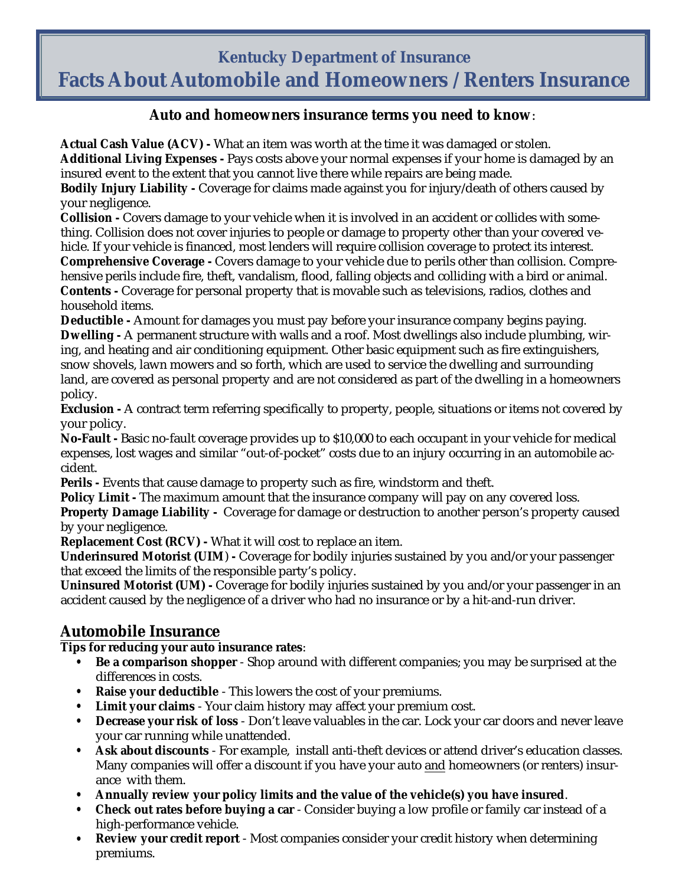## Kentucky Department of Insurance

# Facts About Automobile and Homeowners / Renters Insurance

**Auto and homeowners insurance terms you need to know**:

**Actual Cash Value (ACV) -** What an item was worth at the time it was damaged or stolen.
**Additional Living Expenses -** Pays costs above your normal expenses if your home is damaged by an insured event to the extent that you cannot live there while repairs are being made.
**Bodily Injury Liability -** Coverage for claims made against you for injury/death of others caused by your negligence.
**Collision -** Covers damage to your vehicle when it is involved in an accident or collides with something. Collision does not cover injuries to people or damage to property other than your covered vehicle. If your vehicle is financed, most lenders will require collision coverage to protect its interest.
**Comprehensive Coverage -** Covers damage to your vehicle due to perils other than collision. Comprehensive perils include fire, theft, vandalism, flood, falling objects and colliding with a bird or animal.
**Contents -** Coverage for personal property that is movable such as televisions, radios, clothes and household items.
**Deductible -** Amount for damages you must pay before your insurance company begins paying.
**Dwelling -** A permanent structure with walls and a roof. Most dwellings also include plumbing, wiring, and heating and air conditioning equipment. Other basic equipment such as fire extinguishers, snow shovels, lawn mowers and so forth, which are used to service the dwelling and surrounding land, are covered as personal property and are not considered as part of the dwelling in a homeowners policy.
**Exclusion -** A contract term referring specifically to property, people, situations or items not covered by your policy.
**No-Fault -** Basic no-fault coverage provides up to $10,000 to each occupant in your vehicle for medical expenses, lost wages and similar "out-of-pocket" costs due to an injury occurring in an automobile accident.
**Perils -** Events that cause damage to property such as fire, windstorm and theft.
**Policy Limit -** The maximum amount that the insurance company will pay on any covered loss.
**Property Damage Liability -** Coverage for damage or destruction to another person's property caused by your negligence.
**Replacement Cost (RCV) -** What it will cost to replace an item.
**Underinsured Motorist (UIM) -** Coverage for bodily injuries sustained by you and/or your passenger that exceed the limits of the responsible party's policy.
**Uninsured Motorist (UM) -** Coverage for bodily injuries sustained by you and/or your passenger in an accident caused by the negligence of a driver who had no insurance or by a hit-and-run driver.

## Automobile Insurance

**Tips for reducing your auto insurance rates**:

- **Be a comparison shopper** - Shop around with different companies; you may be surprised at the differences in costs.
- **Raise your deductible** - This lowers the cost of your premiums.
- **Limit your claims** - Your claim history may affect your premium cost.
- **Decrease your risk of loss** - Don't leave valuables in the car. Lock your car doors and never leave your car running while unattended.
- **Ask about discounts** - For example, install anti-theft devices or attend driver's education classes. Many companies will offer a discount if you have your auto <u>and</u> homeowners (or renters) insurance with them.
- **Annually review your policy limits and the value of the vehicle(s) you have insured**.
- **Check out rates before buying a car** - Consider buying a low profile or family car instead of a high-performance vehicle.
- **Review your credit report** - Most companies consider your credit history when determining premiums.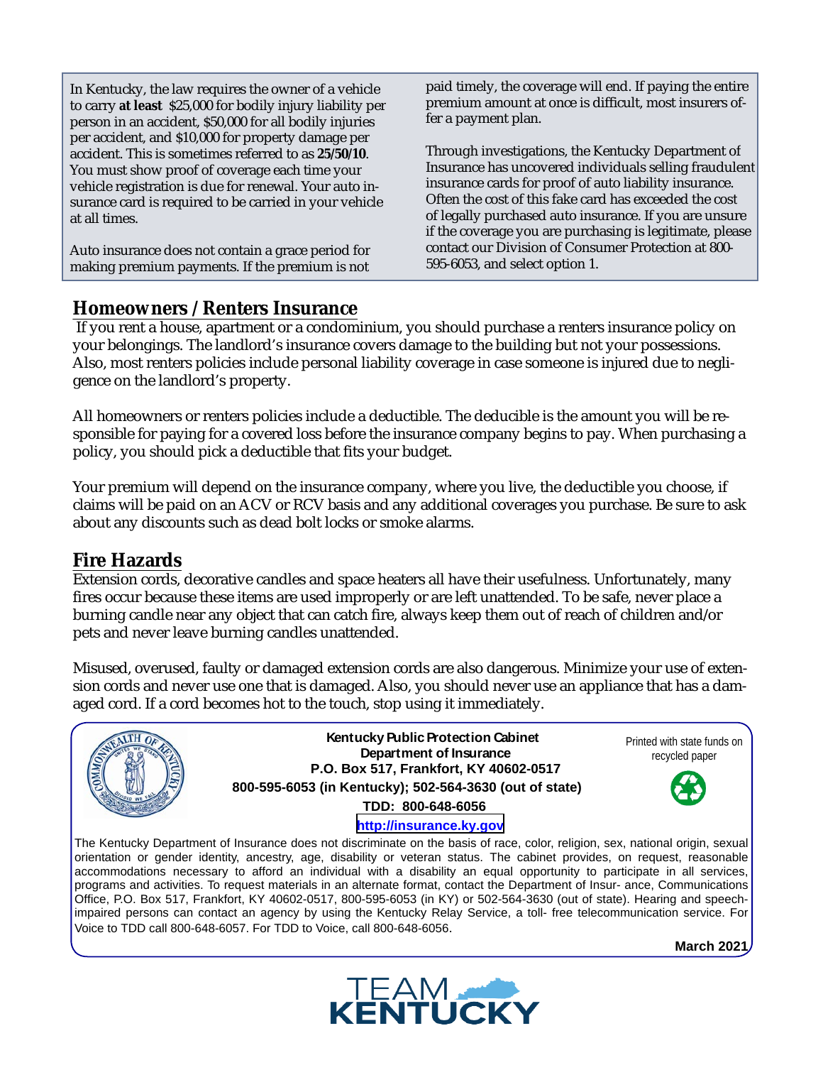In Kentucky, the law requires the owner of a vehicle to carry **at least** $25,000 for bodily injury liability per person in an accident, $50,000 for all bodily injuries per accident, and $10,000 for property damage per accident. This is sometimes referred to as **25/50/10**. You must show proof of coverage each time your vehicle registration is due for renewal. Your auto insurance card is required to be carried in your vehicle at all times.

Auto insurance does not contain a grace period for making premium payments. If the premium is not paid timely, the coverage will end. If paying the entire premium amount at once is difficult, most insurers offer a payment plan.

Through investigations, the Kentucky Department of Insurance has uncovered individuals selling fraudulent insurance cards for proof of auto liability insurance. Often the cost of this fake card has exceeded the cost of legally purchased auto insurance. If you are unsure if the coverage you are purchasing is legitimate, please contact our Division of Consumer Protection at 800-595-6053, and select option 1.

## Homeowners / Renters Insurance

If you rent a house, apartment or a condominium, you should purchase a renters insurance policy on your belongings. The landlord's insurance covers damage to the building but not your possessions. Also, most renters policies include personal liability coverage in case someone is injured due to negligence on the landlord's property.

All homeowners or renters policies include a deductible. The deducible is the amount you will be responsible for paying for a covered loss before the insurance company begins to pay. When purchasing a policy, you should pick a deductible that fits your budget.

Your premium will depend on the insurance company, where you live, the deductible you choose, if claims will be paid on an ACV or RCV basis and any additional coverages you purchase. Be sure to ask about any discounts such as dead bolt locks or smoke alarms.

## Fire Hazards

Extension cords, decorative candles and space heaters all have their usefulness. Unfortunately, many fires occur because these items are used improperly or are left unattended. To be safe, never place a burning candle near any object that can catch fire, always keep them out of reach of children and/or pets and never leave burning candles unattended.

Misused, overused, faulty or damaged extension cords are also dangerous. Minimize your use of extension cords and never use one that is damaged. Also, you should never use an appliance that has a damaged cord. If a cord becomes hot to the touch, stop using it immediately.

**Kentucky Public Protection Cabinet**
**Department of Insurance**
**P.O. Box 517, Frankfort, KY 40602-0517**
**800-595-6053 (in Kentucky); 502-564-3630 (out of state)**
**TDD: 800-648-6056**
**http://insurance.ky.gov**

Printed with state funds on recycled paper

The Kentucky Department of Insurance does not discriminate on the basis of race, color, religion, sex, national origin, sexual orientation or gender identity, ancestry, age, disability or veteran status. The cabinet provides, on request, reasonable accommodations necessary to afford an individual with a disability an equal opportunity to participate in all services, programs and activities. To request materials in an alternate format, contact the Department of Insur- ance, Communications Office, P.O. Box 517, Frankfort, KY 40602-0517, 800-595-6053 (in KY) or 502-564-3630 (out of state). Hearing and speech-impaired persons can contact an agency by using the Kentucky Relay Service, a toll- free telecommunication service. For Voice to TDD call 800-648-6057. For TDD to Voice, call 800-648-6056.

**March 2021**

TEAM KENTUCKY